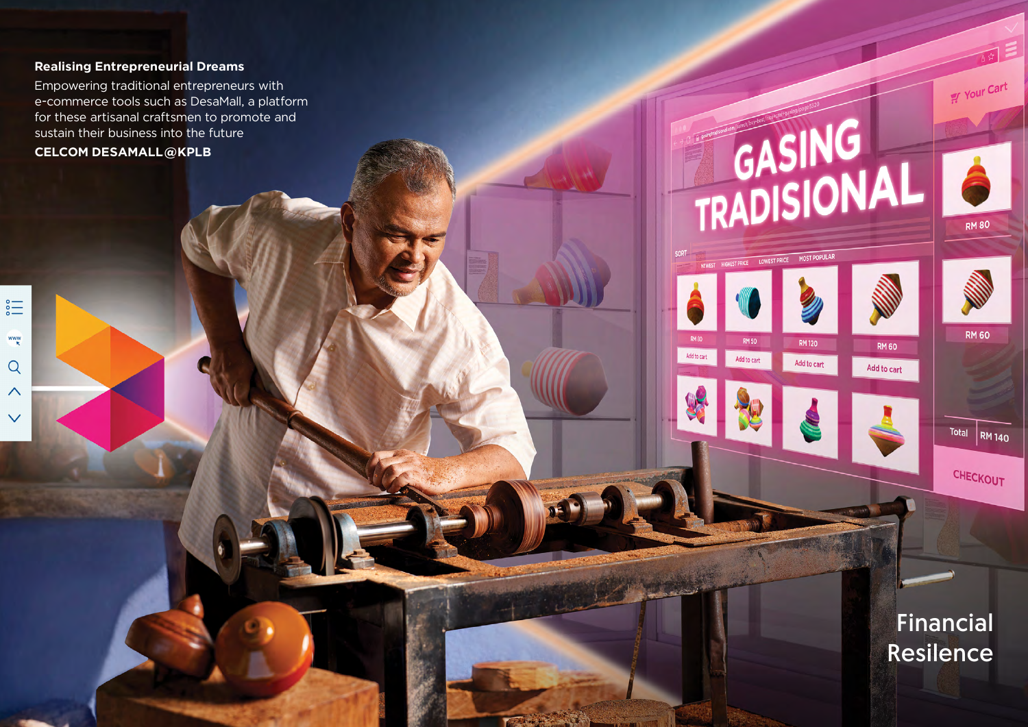**Realising Entrepreneurial Dreams**

Empowering traditional entrepreneurs with e-commerce tools such as DesaMall, a platform for these artisanal craftsmen to promote and sustain their business into the future

**CELCOM DESAMALL@KPLB**

# Financial Resilence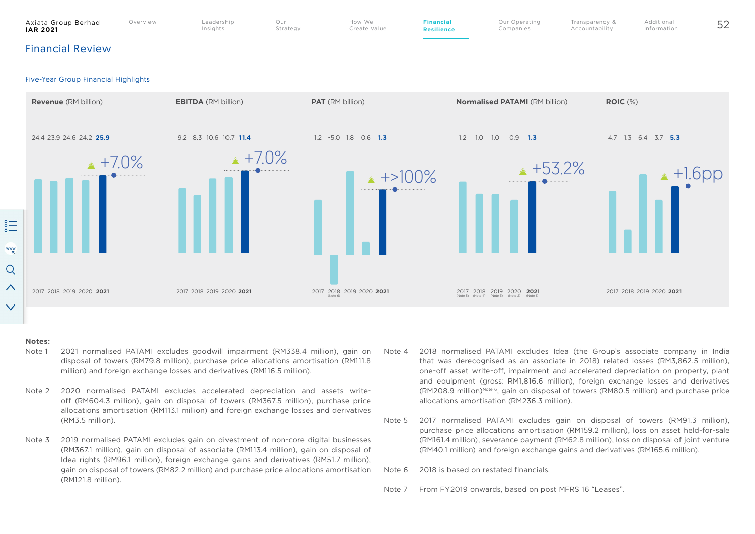## Financial Review

### Five-Year Group Financial Highlights

| | 2017 | 2018 | 2019 | 2020 | **2021** | Change |
|---|---|---|---|---|---|---|
| **Revenue** (RM billion) | 24.4 | 23.9 | 24.6 | 24.2 | **25.9** | +7.0% |
| **EBITDA** (RM billion) | 9.2 | 8.3 | 10.6 | 10.7 | **11.4** | +7.0% |
| **PAT** (RM billion) | 1.2 | -5.0 (Note 6) | 1.8 | 0.6 | **1.3** | +>100% |
| **Normalised PATAMI** (RM billion) | 1.2 (Note 5) | 1.0 (Note 4) | 1.0 (Note 3) | 0.9 (Note 2) | **1.3** (Note 1) | +53.2% |
| **ROIC** (%) | 4.7 | 1.3 | 6.4 | 3.7 | **5.3** | +1.6pp |

**Notes:**

Note 1 2021 normalised PATAMI excludes goodwill impairment (RM338.4 million), gain on disposal of towers (RM79.8 million), purchase price allocations amortisation (RM111.8 million) and foreign exchange losses and derivatives (RM116.5 million).

Note 2 2020 normalised PATAMI excludes accelerated depreciation and assets write-off (RM604.3 million), gain on disposal of towers (RM367.5 million), purchase price allocations amortisation (RM113.1 million) and foreign exchange losses and derivatives (RM3.5 million).

Note 3 2019 normalised PATAMI excludes gain on divestment of non-core digital businesses (RM367.1 million), gain on disposal of associate (RM113.4 million), gain on disposal of Idea rights (RM96.1 million), foreign exchange gains and derivatives (RM51.7 million), gain on disposal of towers (RM82.2 million) and purchase price allocations amortisation (RM121.8 million).

Note 4 2018 normalised PATAMI excludes Idea (the Group's associate company in India that was derecognised as an associate in 2018) related losses (RM3,862.5 million), one-off asset write-off, impairment and accelerated depreciation on property, plant and equipment (gross: RM1,816.6 million), foreign exchange losses and derivatives (RM208.9 million)[Note 6], gain on disposal of towers (RM80.5 million) and purchase price allocations amortisation (RM236.3 million).

Note 5 2017 normalised PATAMI excludes gain on disposal of towers (RM91.3 million), purchase price allocations amortisation (RM159.2 million), loss on asset held-for-sale (RM161.4 million), severance payment (RM62.8 million), loss on disposal of joint venture (RM40.1 million) and foreign exchange gains and derivatives (RM165.6 million).

Note 6 2018 is based on restated financials.

Note 7 From FY2019 onwards, based on post MFRS 16 "Leases".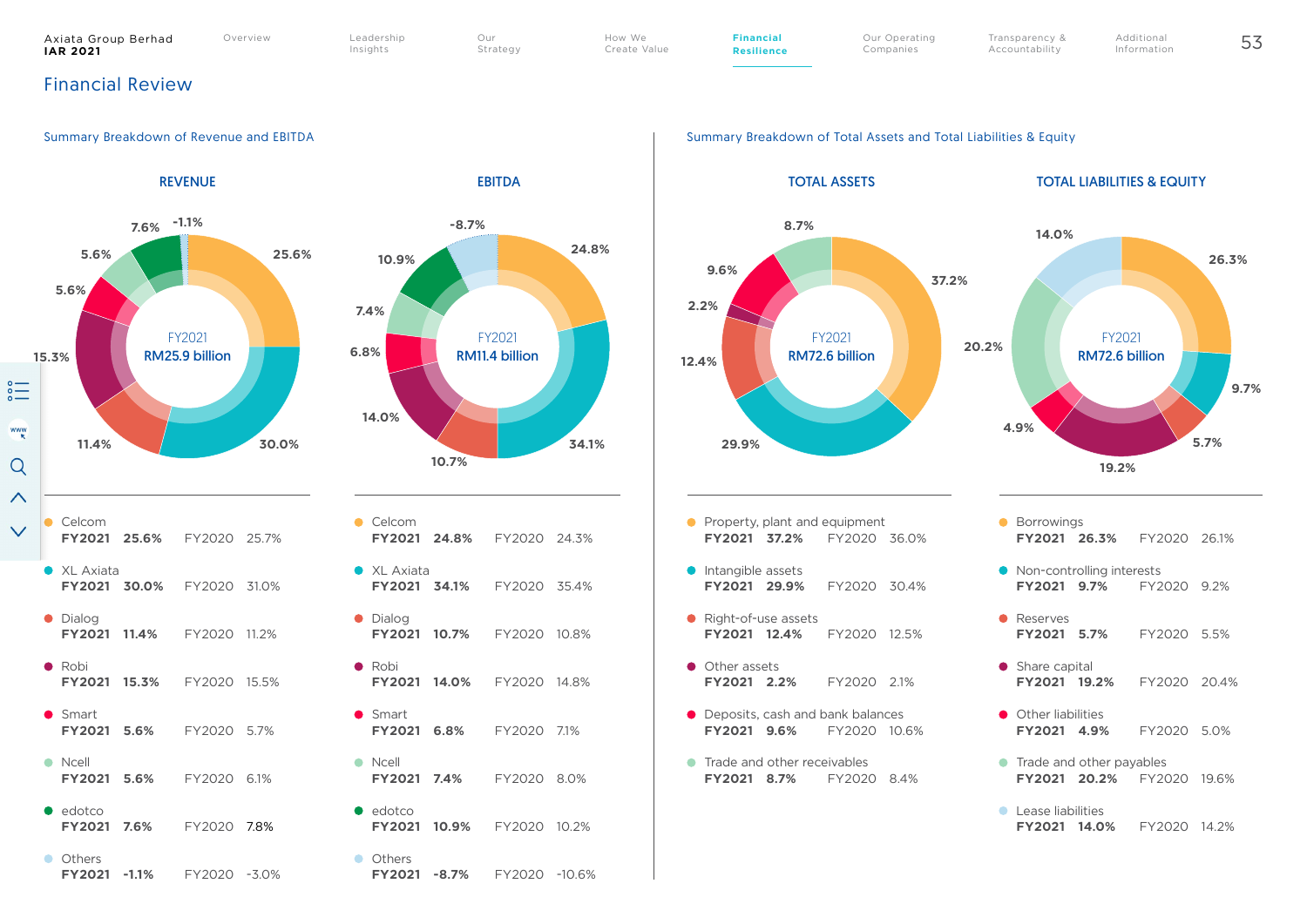# Financial Review

## Summary Breakdown of Revenue and EBITDA

### REVENUE

FY2021
RM25.9 billion

| Segment | FY2021 | FY2020 |
|---|---|---|
| Celcom | 25.6% | 25.7% |
| XL Axiata | 30.0% | 31.0% |
| Dialog | 11.4% | 11.2% |
| Robi | 15.3% | 15.5% |
| Smart | 5.6% | 5.7% |
| Ncell | 5.6% | 6.1% |
| edotco | 7.6% | 7.8% |
| Others | -1.1% | -3.0% |

### EBITDA

FY2021
RM11.4 billion

| Segment | FY2021 | FY2020 |
|---|---|---|
| Celcom | 24.8% | 24.3% |
| XL Axiata | 34.1% | 35.4% |
| Dialog | 10.7% | 10.8% |
| Robi | 14.0% | 14.8% |
| Smart | 6.8% | 7.1% |
| Ncell | 7.4% | 8.0% |
| edotco | 10.9% | 10.2% |
| Others | -8.7% | -10.6% |

## Summary Breakdown of Total Assets and Total Liabilities & Equity

### TOTAL ASSETS

FY2021
RM72.6 billion

| Item | FY2021 | FY2020 |
|---|---|---|
| Property, plant and equipment | 37.2% | 36.0% |
| Intangible assets | 29.9% | 30.4% |
| Right-of-use assets | 12.4% | 12.5% |
| Other assets | 2.2% | 2.1% |
| Deposits, cash and bank balances | 9.6% | 10.6% |
| Trade and other receivables | 8.7% | 8.4% |

### TOTAL LIABILITIES & EQUITY

FY2021
RM72.6 billion

| Item | FY2021 | FY2020 |
|---|---|---|
| Borrowings | 26.3% | 26.1% |
| Non-controlling interests | 9.7% | 9.2% |
| Reserves | 5.7% | 5.5% |
| Share capital | 19.2% | 20.4% |
| Other liabilities | 4.9% | 5.0% |
| Trade and other payables | 20.2% | 19.6% |
| Lease liabilities | 14.0% | 14.2% |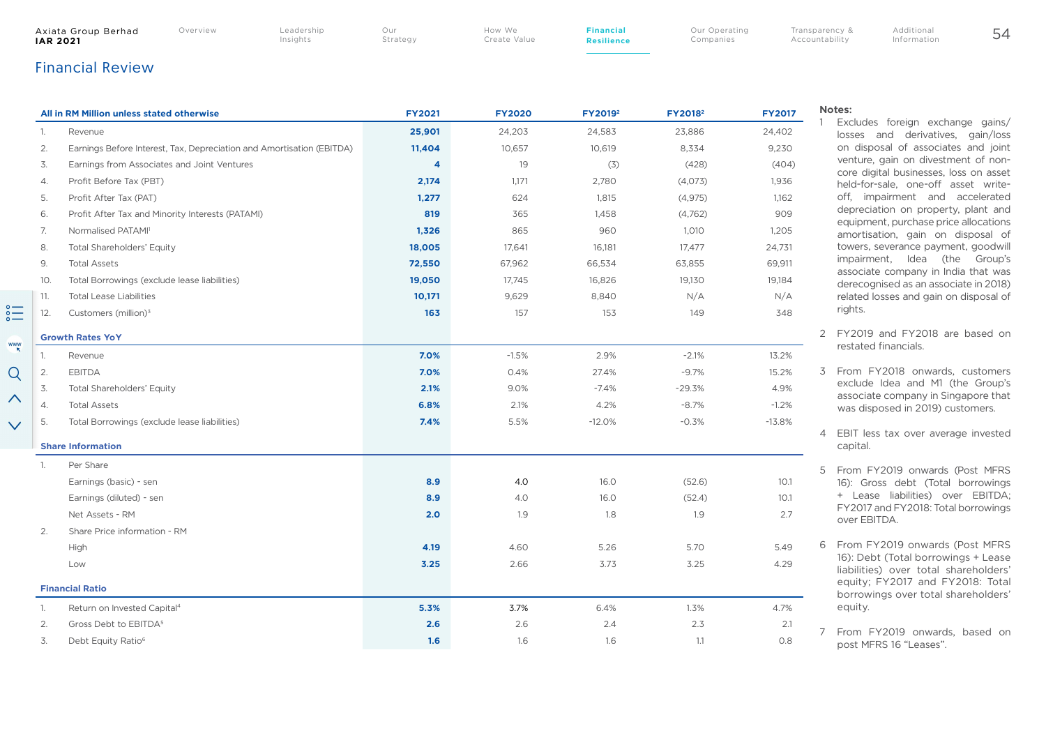## Financial Review

| All in RM Million unless stated otherwise | | FY2021 | FY2020 | FY2019[2] | FY2018[2] | FY2017 |
|---|---|---|---|---|---|---|
| 1. | Revenue | **25,901** | 24,203 | 24,583 | 23,886 | 24,402 |
| 2. | Earnings Before Interest, Tax, Depreciation and Amortisation (EBITDA) | **11,404** | 10,657 | 10,619 | 8,334 | 9,230 |
| 3. | Earnings from Associates and Joint Ventures | **4** | 19 | (3) | (428) | (404) |
| 4. | Profit Before Tax (PBT) | **2,174** | 1,171 | 2,780 | (4,073) | 1,936 |
| 5. | Profit After Tax (PAT) | **1,277** | 624 | 1,815 | (4,975) | 1,162 |
| 6. | Profit After Tax and Minority Interests (PATAMI) | **819** | 365 | 1,458 | (4,762) | 909 |
| 7. | Normalised PATAMI[1] | **1,326** | 865 | 960 | 1,010 | 1,205 |
| 8. | Total Shareholders' Equity | **18,005** | 17,641 | 16,181 | 17,477 | 24,731 |
| 9. | Total Assets | **72,550** | 67,962 | 66,534 | 63,855 | 69,911 |
| 10. | Total Borrowings (exclude lease liabilities) | **19,050** | 17,745 | 16,826 | 19,130 | 19,184 |
| 11. | Total Lease Liabilities | **10,171** | 9,629 | 8,840 | N/A | N/A |
| 12. | Customers (million)[3] | **163** | 157 | 153 | 149 | 348 |
| **Growth Rates YoY** | | | | | | |
| 1. | Revenue | **7.0%** | -1.5% | 2.9% | -2.1% | 13.2% |
| 2. | EBITDA | **7.0%** | 0.4% | 27.4% | -9.7% | 15.2% |
| 3. | Total Shareholders' Equity | **2.1%** | 9.0% | -7.4% | -29.3% | 4.9% |
| 4. | Total Assets | **6.8%** | 2.1% | 4.2% | -8.7% | -1.2% |
| 5. | Total Borrowings (exclude lease liabilities) | **7.4%** | 5.5% | -12.0% | -0.3% | -13.8% |
| **Share Information** | | | | | | |
| 1. | Per Share | | | | | |
| | Earnings (basic) - sen | **8.9** | 4.0 | 16.0 | (52.6) | 10.1 |
| | Earnings (diluted) - sen | **8.9** | 4.0 | 16.0 | (52.4) | 10.1 |
| | Net Assets - RM | **2.0** | 1.9 | 1.8 | 1.9 | 2.7 |
| 2. | Share Price information - RM | | | | | |
| | High | **4.19** | 4.60 | 5.26 | 5.70 | 5.49 |
| | Low | **3.25** | 2.66 | 3.73 | 3.25 | 4.29 |
| **Financial Ratio** | | | | | | |
| 1. | Return on Invested Capital[4] | **5.3%** | 3.7% | 6.4% | 1.3% | 4.7% |
| 2. | Gross Debt to EBITDA[5] | **2.6** | 2.6 | 2.4 | 2.3 | 2.1 |
| 3. | Debt Equity Ratio[6] | **1.6** | 1.6 | 1.6 | 1.1 | 0.8 |

**Notes:**

1. Excludes foreign exchange gains/losses and derivatives, gain/loss on disposal of associates and joint venture, gain on divestment of non-core digital businesses, loss on asset held-for-sale, one-off asset write-off, impairment and accelerated depreciation on property, plant and equipment, purchase price allocations amortisation, gain on disposal of towers, severance payment, goodwill impairment, Idea (the Group's associate company in India that was derecognised as an associate in 2018) related losses and gain on disposal of rights.
2. FY2019 and FY2018 are based on restated financials.
3. From FY2018 onwards, customers exclude Idea and M1 (the Group's associate company in Singapore that was disposed in 2019) customers.
4. EBIT less tax over average invested capital.
5. From FY2019 onwards (Post MFRS 16): Gross debt (Total borrowings + Lease liabilities) over EBITDA; FY2017 and FY2018: Total borrowings over EBITDA.
6. From FY2019 onwards (Post MFRS 16): Debt (Total borrowings + Lease liabilities) over total shareholders' equity; FY2017 and FY2018: Total borrowings over total shareholders' equity.
7. From FY2019 onwards, based on post MFRS 16 "Leases".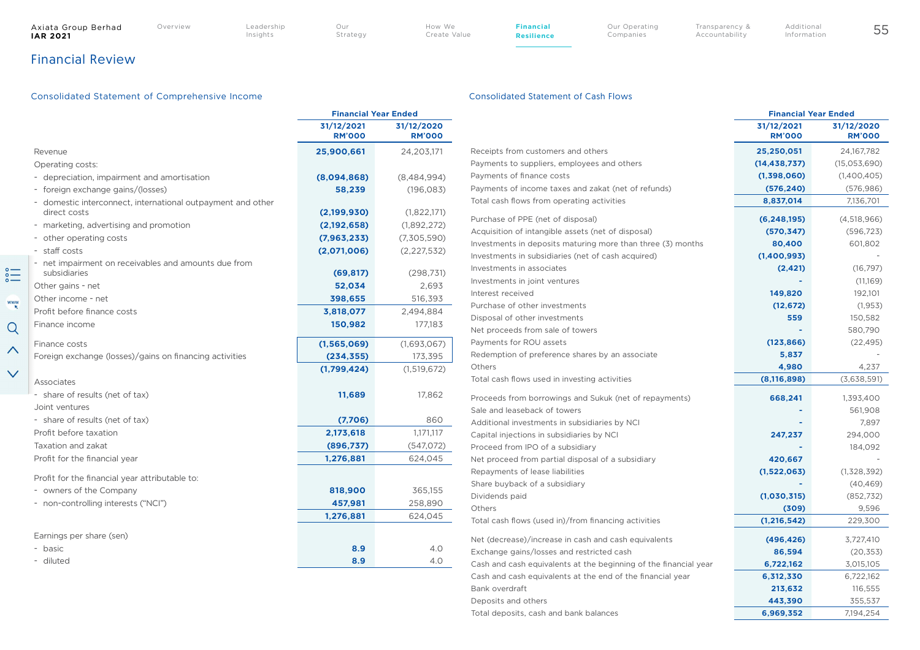## Financial Review

### Consolidated Statement of Comprehensive Income

| | Financial Year Ended | |
|---|---|---|
| | 31/12/2021 RM'000 | 31/12/2020 RM'000 |
| Revenue | **25,900,661** | 24,203,171 |
| Operating costs: | | |
| - depreciation, impairment and amortisation | **(8,094,868)** | (8,484,994) |
| - foreign exchange gains/(losses) | **58,239** | (196,083) |
| - domestic interconnect, international outpayment and other direct costs | **(2,199,930)** | (1,822,171) |
| - marketing, advertising and promotion | **(2,192,658)** | (1,892,272) |
| - other operating costs | **(7,963,233)** | (7,305,590) |
| - staff costs | **(2,071,006)** | (2,227,532) |
| - net impairment on receivables and amounts due from subsidiaries | **(69,817)** | (298,731) |
| Other gains - net | **52,034** | 2,693 |
| Other income - net | **398,655** | 516,393 |
| Profit before finance costs | **3,818,077** | 2,494,884 |
| Finance income | **150,982** | 177,183 |
| Finance costs | **(1,565,069)** | (1,693,067) |
| Foreign exchange (losses)/gains on financing activities | **(234,355)** | 173,395 |
| | **(1,799,424)** | (1,519,672) |
| Associates | | |
| - share of results (net of tax) | **11,689** | 17,862 |
| Joint ventures | | |
| - share of results (net of tax) | **(7,706)** | 860 |
| Profit before taxation | **2,173,618** | 1,171,117 |
| Taxation and zakat | **(896,737)** | (547,072) |
| Profit for the financial year | **1,276,881** | 624,045 |
| Profit for the financial year attributable to: | | |
| - owners of the Company | **818,900** | 365,155 |
| - non-controlling interests ("NCI") | **457,981** | 258,890 |
| | **1,276,881** | 624,045 |
| Earnings per share (sen) | | |
| - basic | **8.9** | 4.0 |
| - diluted | **8.9** | 4.0 |

### Consolidated Statement of Cash Flows

| | Financial Year Ended | |
|---|---|---|
| | 31/12/2021 RM'000 | 31/12/2020 RM'000 |
| Receipts from customers and others | **25,250,051** | 24,167,782 |
| Payments to suppliers, employees and others | **(14,438,737)** | (15,053,690) |
| Payments of finance costs | **(1,398,060)** | (1,400,405) |
| Payments of income taxes and zakat (net of refunds) | **(576,240)** | (576,986) |
| Total cash flows from operating activities | **8,837,014** | 7,136,701 |
| Purchase of PPE (net of disposal) | **(6,248,195)** | (4,518,966) |
| Acquisition of intangible assets (net of disposal) | **(570,347)** | (596,723) |
| Investments in deposits maturing more than three (3) months | **80,400** | 601,802 |
| Investments in subsidiaries (net of cash acquired) | **(1,400,993)** | - |
| Investments in associates | **(2,421)** | (16,797) |
| Investments in joint ventures | **-** | (11,169) |
| Interest received | **149,820** | 192,101 |
| Purchase of other investments | **(12,672)** | (1,953) |
| Disposal of other investments | **559** | 150,582 |
| Net proceeds from sale of towers | **-** | 580,790 |
| Payments for ROU assets | **(123,866)** | (22,495) |
| Redemption of preference shares by an associate | **5,837** | - |
| Others | **4,980** | 4,237 |
| Total cash flows used in investing activities | **(8,116,898)** | (3,638,591) |
| Proceeds from borrowings and Sukuk (net of repayments) | **668,241** | 1,393,400 |
| Sale and leaseback of towers | **-** | 561,908 |
| Additional investments in subsidiaries by NCI | **-** | 7,897 |
| Capital injections in subsidiaries by NCI | **247,237** | 294,000 |
| Proceed from IPO of a subsidiary | **-** | 184,092 |
| Net proceed from partial disposal of a subsidiary | **420,667** | - |
| Repayments of lease liabilities | **(1,522,063)** | (1,328,392) |
| Share buyback of a subsidiary | **-** | (40,469) |
| Dividends paid | **(1,030,315)** | (852,732) |
| Others | **(309)** | 9,596 |
| Total cash flows (used in)/from financing activities | **(1,216,542)** | 229,300 |
| Net (decrease)/increase in cash and cash equivalents | **(496,426)** | 3,727,410 |
| Exchange gains/losses and restricted cash | **86,594** | (20,353) |
| Cash and cash equivalents at the beginning of the financial year | **6,722,162** | 3,015,105 |
| Cash and cash equivalents at the end of the financial year | **6,312,330** | 6,722,162 |
| Bank overdraft | **213,632** | 116,555 |
| Deposits and others | **443,390** | 355,537 |
| Total deposits, cash and bank balances | **6,969,352** | 7,194,254 |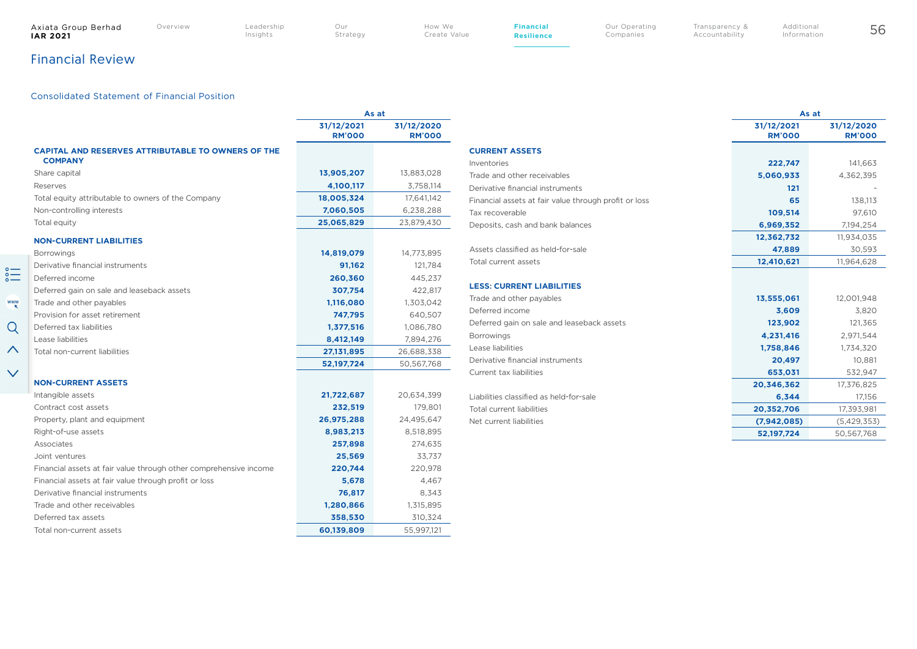## Financial Review

### Consolidated Statement of Financial Position

| | As at | |
|---|---|---|
| | **31/12/2021 RM'000** | **31/12/2020 RM'000** |
| **CAPITAL AND RESERVES ATTRIBUTABLE TO OWNERS OF THE COMPANY** | | |
| Share capital | **13,905,207** | 13,883,028 |
| Reserves | **4,100,117** | 3,758,114 |
| Total equity attributable to owners of the Company | **18,005,324** | 17,641,142 |
| Non-controlling interests | **7,060,505** | 6,238,288 |
| Total equity | **25,065,829** | 23,879,430 |
| **NON-CURRENT LIABILITIES** | | |
| Borrowings | **14,819,079** | 14,773,895 |
| Derivative financial instruments | **91,162** | 121,784 |
| Deferred income | **260,360** | 445,237 |
| Deferred gain on sale and leaseback assets | **307,754** | 422,817 |
| Trade and other payables | **1,116,080** | 1,303,042 |
| Provision for asset retirement | **747,795** | 640,507 |
| Deferred tax liabilities | **1,377,516** | 1,086,780 |
| Lease liabilities | **8,412,149** | 7,894,276 |
| Total non-current liabilities | **27,131,895** | 26,688,338 |
| | **52,197,724** | 50,567,768 |
| **NON-CURRENT ASSETS** | | |
| Intangible assets | **21,722,687** | 20,634,399 |
| Contract cost assets | **232,519** | 179,801 |
| Property, plant and equipment | **26,975,288** | 24,495,647 |
| Right-of-use assets | **8,983,213** | 8,518,895 |
| Associates | **257,898** | 274,635 |
| Joint ventures | **25,569** | 33,737 |
| Financial assets at fair value through other comprehensive income | **220,744** | 220,978 |
| Financial assets at fair value through profit or loss | **5,678** | 4,467 |
| Derivative financial instruments | **76,817** | 8,343 |
| Trade and other receivables | **1,280,866** | 1,315,895 |
| Deferred tax assets | **358,530** | 310,324 |
| Total non-current assets | **60,139,809** | 55,997,121 |

| | As at | |
|---|---|---|
| | **31/12/2021 RM'000** | **31/12/2020 RM'000** |
| **CURRENT ASSETS** | | |
| Inventories | **222,747** | 141,663 |
| Trade and other receivables | **5,060,933** | 4,362,395 |
| Derivative financial instruments | **121** | - |
| Financial assets at fair value through profit or loss | **65** | 138,113 |
| Tax recoverable | **109,514** | 97,610 |
| Deposits, cash and bank balances | **6,969,352** | 7,194,254 |
| | **12,362,732** | 11,934,035 |
| Assets classified as held-for-sale | **47,889** | 30,593 |
| Total current assets | **12,410,621** | 11,964,628 |
| **LESS: CURRENT LIABILITIES** | | |
| Trade and other payables | **13,555,061** | 12,001,948 |
| Deferred income | **3,609** | 3,820 |
| Deferred gain on sale and leaseback assets | **123,902** | 121,365 |
| Borrowings | **4,231,416** | 2,971,544 |
| Lease liabilities | **1,758,846** | 1,734,320 |
| Derivative financial instruments | **20,497** | 10,881 |
| Current tax liabilities | **653,031** | 532,947 |
| | **20,346,362** | 17,376,825 |
| Liabilities classified as held-for-sale | **6,344** | 17,156 |
| Total current liabilities | **20,352,706** | 17,393,981 |
| Net current liabilities | **(7,942,085)** | (5,429,353) |
| | **52,197,724** | 50,567,768 |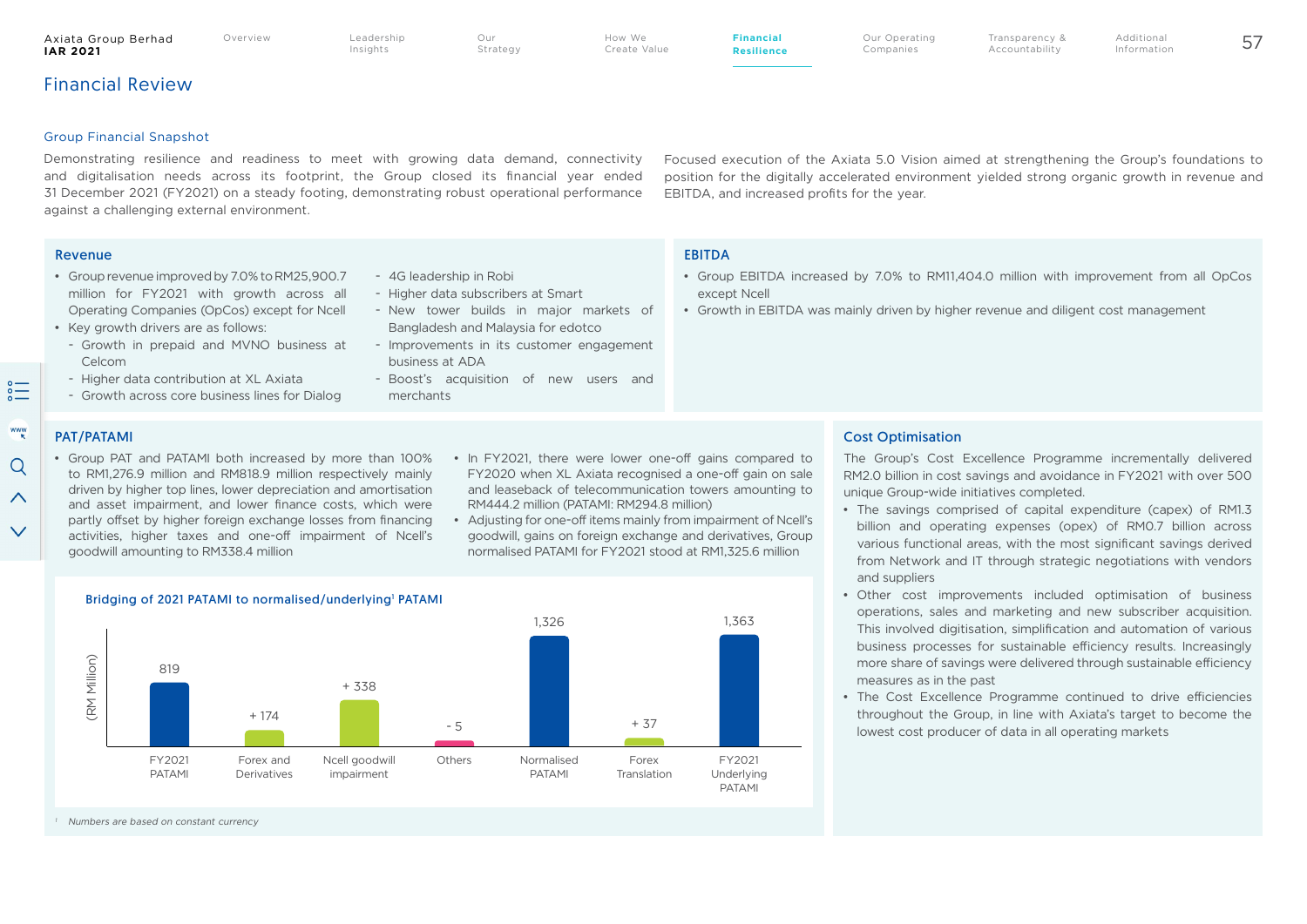# Financial Review

## Group Financial Snapshot

Demonstrating resilience and readiness to meet with growing data demand, connectivity and digitalisation needs across its footprint, the Group closed its financial year ended 31 December 2021 (FY2021) on a steady footing, demonstrating robust operational performance against a challenging external environment.

Focused execution of the Axiata 5.0 Vision aimed at strengthening the Group's foundations to position for the digitally accelerated environment yielded strong organic growth in revenue and EBITDA, and increased profits for the year.

### Revenue

- Group revenue improved by 7.0% to RM25,900.7 million for FY2021 with growth across all Operating Companies (OpCos) except for Ncell
- Key growth drivers are as follows:
  - Growth in prepaid and MVNO business at Celcom
  - Higher data contribution at XL Axiata
  - Growth across core business lines for Dialog
  - 4G leadership in Robi
  - Higher data subscribers at Smart
  - New tower builds in major markets of Bangladesh and Malaysia for edotco
  - Improvements in its customer engagement business at ADA
  - Boost's acquisition of new users and merchants

### EBITDA

- Group EBITDA increased by 7.0% to RM11,404.0 million with improvement from all OpCos except Ncell
- Growth in EBITDA was mainly driven by higher revenue and diligent cost management

### PAT/PATAMI

- Group PAT and PATAMI both increased by more than 100% to RM1,276.9 million and RM818.9 million respectively mainly driven by higher top lines, lower depreciation and amortisation and asset impairment, and lower finance costs, which were partly offset by higher foreign exchange losses from financing activities, higher taxes and one-off impairment of Ncell's goodwill amounting to RM338.4 million
- In FY2021, there were lower one-off gains compared to FY2020 when XL Axiata recognised a one-off gain on sale and leaseback of telecommunication towers amounting to RM444.2 million (PATAMI: RM294.8 million)
- Adjusting for one-off items mainly from impairment of Ncell's goodwill, gains on foreign exchange and derivatives, Group normalised PATAMI for FY2021 stood at RM1,325.6 million

**Bridging of 2021 PATAMI to normalised/underlying[1] PATAMI**

(RM Million)

| FY2021 PATAMI | Forex and Derivatives | Ncell goodwill impairment | Others | Normalised PATAMI | Forex Translation | FY2021 Underlying PATAMI |
|---|---|---|---|---|---|---|
| 819 | + 174 | + 338 | - 5 | 1,326 | + 37 | 1,363 |

[1] *Numbers are based on constant currency*

### Cost Optimisation

The Group's Cost Excellence Programme incrementally delivered RM2.0 billion in cost savings and avoidance in FY2021 with over 500 unique Group-wide initiatives completed.

- The savings comprised of capital expenditure (capex) of RM1.3 billion and operating expenses (opex) of RM0.7 billion across various functional areas, with the most significant savings derived from Network and IT through strategic negotiations with vendors and suppliers
- Other cost improvements included optimisation of business operations, sales and marketing and new subscriber acquisition. This involved digitisation, simplification and automation of various business processes for sustainable efficiency results. Increasingly more share of savings were delivered through sustainable efficiency measures as in the past
- The Cost Excellence Programme continued to drive efficiencies throughout the Group, in line with Axiata's target to become the lowest cost producer of data in all operating markets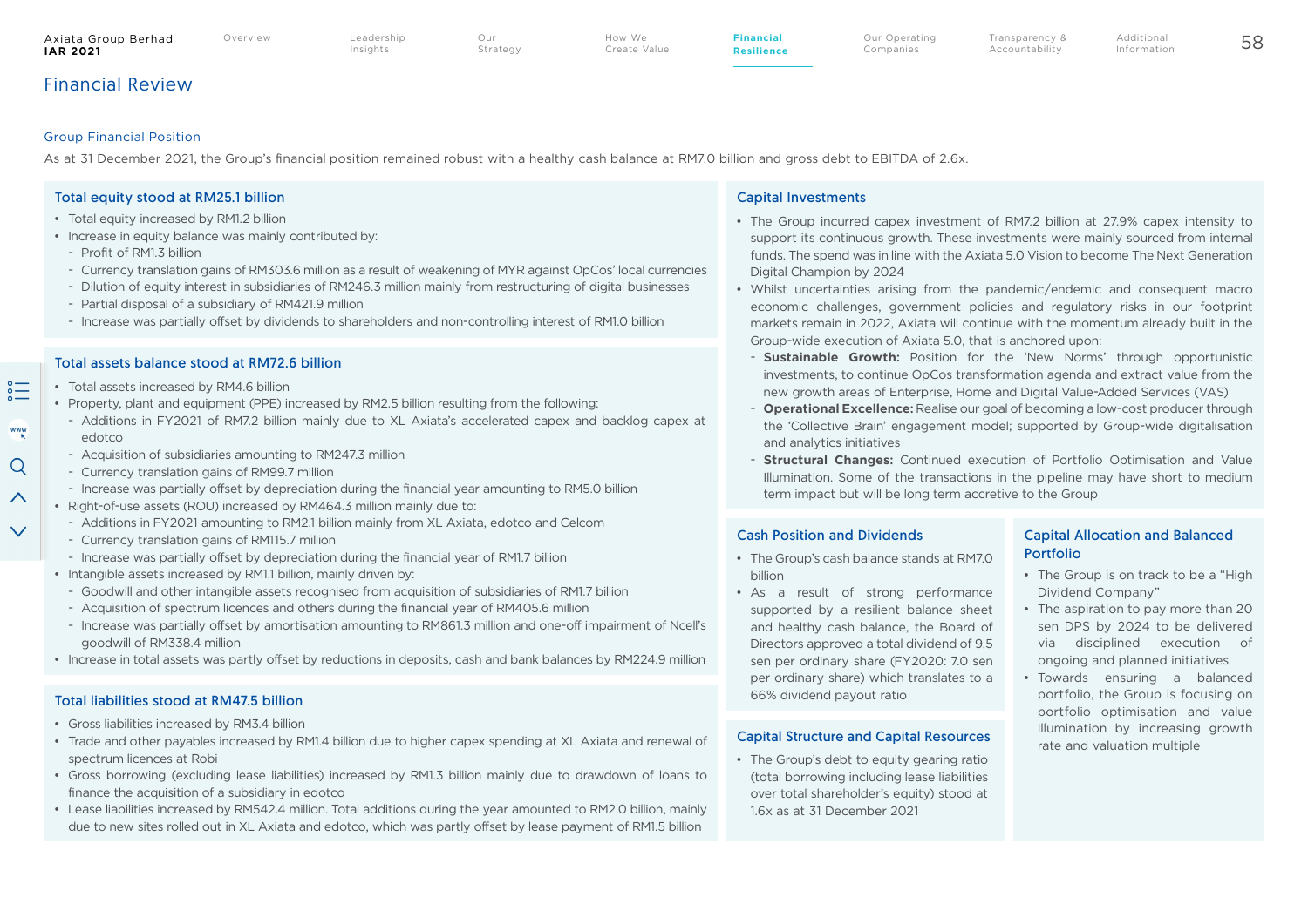## Financial Review

### Group Financial Position

As at 31 December 2021, the Group's financial position remained robust with a healthy cash balance at RM7.0 billion and gross debt to EBITDA of 2.6x.

#### Total equity stood at RM25.1 billion

- Total equity increased by RM1.2 billion
- Increase in equity balance was mainly contributed by:
  - Profit of RM1.3 billion
  - Currency translation gains of RM303.6 million as a result of weakening of MYR against OpCos' local currencies
  - Dilution of equity interest in subsidiaries of RM246.3 million mainly from restructuring of digital businesses
  - Partial disposal of a subsidiary of RM421.9 million
  - Increase was partially offset by dividends to shareholders and non-controlling interest of RM1.0 billion

#### Total assets balance stood at RM72.6 billion

- Total assets increased by RM4.6 billion
- Property, plant and equipment (PPE) increased by RM2.5 billion resulting from the following:
  - Additions in FY2021 of RM7.2 billion mainly due to XL Axiata's accelerated capex and backlog capex at edotco
  - Acquisition of subsidiaries amounting to RM247.3 million
  - Currency translation gains of RM99.7 million
  - Increase was partially offset by depreciation during the financial year amounting to RM5.0 billion
- Right-of-use assets (ROU) increased by RM464.3 million mainly due to:
  - Additions in FY2021 amounting to RM2.1 billion mainly from XL Axiata, edotco and Celcom
  - Currency translation gains of RM115.7 million
  - Increase was partially offset by depreciation during the financial year of RM1.7 billion
- Intangible assets increased by RM1.1 billion, mainly driven by:
  - Goodwill and other intangible assets recognised from acquisition of subsidiaries of RM1.7 billion
  - Acquisition of spectrum licences and others during the financial year of RM405.6 million
  - Increase was partially offset by amortisation amounting to RM861.3 million and one-off impairment of Ncell's goodwill of RM338.4 million
- Increase in total assets was partly offset by reductions in deposits, cash and bank balances by RM224.9 million

#### Total liabilities stood at RM47.5 billion

- Gross liabilities increased by RM3.4 billion
- Trade and other payables increased by RM1.4 billion due to higher capex spending at XL Axiata and renewal of spectrum licences at Robi
- Gross borrowing (excluding lease liabilities) increased by RM1.3 billion mainly due to drawdown of loans to finance the acquisition of a subsidiary in edotco
- Lease liabilities increased by RM542.4 million. Total additions during the year amounted to RM2.0 billion, mainly due to new sites rolled out in XL Axiata and edotco, which was partly offset by lease payment of RM1.5 billion

#### Capital Investments

- The Group incurred capex investment of RM7.2 billion at 27.9% capex intensity to support its continuous growth. These investments were mainly sourced from internal funds. The spend was in line with the Axiata 5.0 Vision to become The Next Generation Digital Champion by 2024
- Whilst uncertainties arising from the pandemic/endemic and consequent macro economic challenges, government policies and regulatory risks in our footprint markets remain in 2022, Axiata will continue with the momentum already built in the Group-wide execution of Axiata 5.0, that is anchored upon:
  - **Sustainable Growth:** Position for the 'New Norms' through opportunistic investments, to continue OpCos transformation agenda and extract value from the new growth areas of Enterprise, Home and Digital Value-Added Services (VAS)
  - **Operational Excellence:** Realise our goal of becoming a low-cost producer through the 'Collective Brain' engagement model; supported by Group-wide digitalisation and analytics initiatives
  - **Structural Changes:** Continued execution of Portfolio Optimisation and Value Illumination. Some of the transactions in the pipeline may have short to medium term impact but will be long term accretive to the Group

#### Cash Position and Dividends

- The Group's cash balance stands at RM7.0 billion
- As a result of strong performance supported by a resilient balance sheet and healthy cash balance, the Board of Directors approved a total dividend of 9.5 sen per ordinary share (FY2020: 7.0 sen per ordinary share) which translates to a 66% dividend payout ratio

#### Capital Structure and Capital Resources

- The Group's debt to equity gearing ratio (total borrowing including lease liabilities over total shareholder's equity) stood at 1.6x as at 31 December 2021

#### Capital Allocation and Balanced Portfolio

- The Group is on track to be a "High Dividend Company"
- The aspiration to pay more than 20 sen DPS by 2024 to be delivered via disciplined execution of ongoing and planned initiatives
- Towards ensuring a balanced portfolio, the Group is focusing on portfolio optimisation and value illumination by increasing growth rate and valuation multiple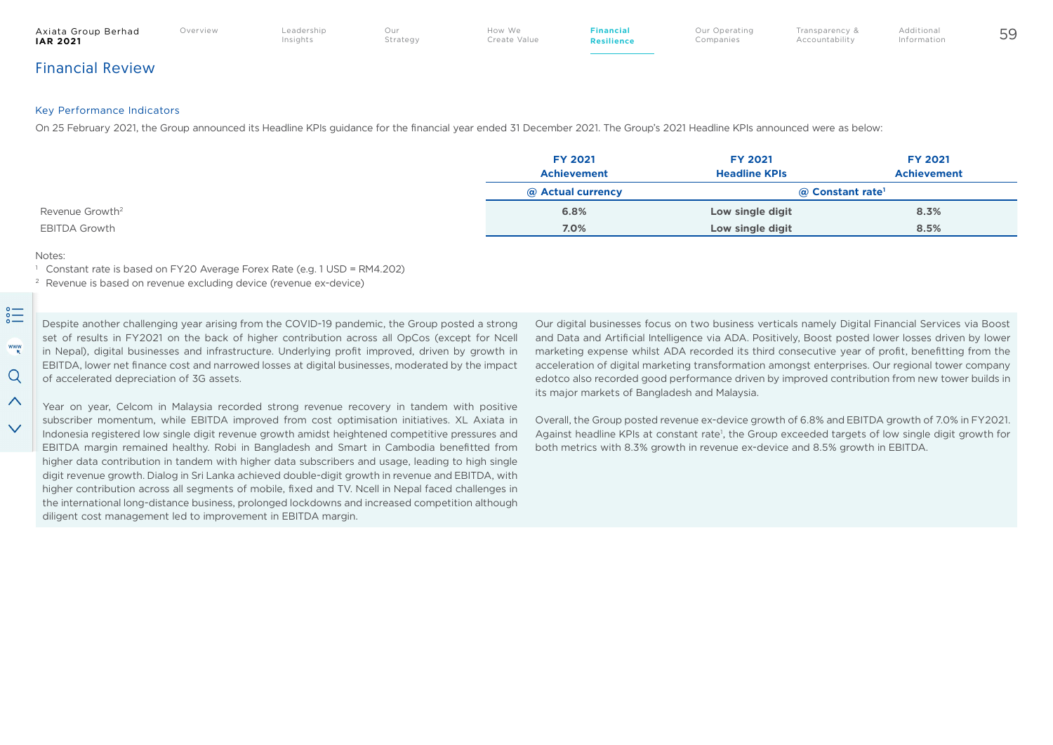## Financial Review

### Key Performance Indicators

On 25 February 2021, the Group announced its Headline KPIs guidance for the financial year ended 31 December 2021. The Group's 2021 Headline KPIs announced were as below:

| | FY 2021 Achievement | FY 2021 Headline KPIs | FY 2021 Achievement |
|---|---|---|---|
| | @ Actual currency | @ Constant rate[1] | |
| Revenue Growth[2] | 6.8% | Low single digit | 8.3% |
| EBITDA Growth | 7.0% | Low single digit | 8.5% |

Notes:

[1] Constant rate is based on FY20 Average Forex Rate (e.g. 1 USD = RM4.202)

[2] Revenue is based on revenue excluding device (revenue ex-device)

Despite another challenging year arising from the COVID-19 pandemic, the Group posted a strong set of results in FY2021 on the back of higher contribution across all OpCos (except for Ncell in Nepal), digital businesses and infrastructure. Underlying profit improved, driven by growth in EBITDA, lower net finance cost and narrowed losses at digital businesses, moderated by the impact of accelerated depreciation of 3G assets.

Year on year, Celcom in Malaysia recorded strong revenue recovery in tandem with positive subscriber momentum, while EBITDA improved from cost optimisation initiatives. XL Axiata in Indonesia registered low single digit revenue growth amidst heightened competitive pressures and EBITDA margin remained healthy. Robi in Bangladesh and Smart in Cambodia benefitted from higher data contribution in tandem with higher data subscribers and usage, leading to high single digit revenue growth. Dialog in Sri Lanka achieved double-digit growth in revenue and EBITDA, with higher contribution across all segments of mobile, fixed and TV. Ncell in Nepal faced challenges in the international long-distance business, prolonged lockdowns and increased competition although diligent cost management led to improvement in EBITDA margin.

Our digital businesses focus on two business verticals namely Digital Financial Services via Boost and Data and Artificial Intelligence via ADA. Positively, Boost posted lower losses driven by lower marketing expense whilst ADA recorded its third consecutive year of profit, benefitting from the acceleration of digital marketing transformation amongst enterprises. Our regional tower company edotco also recorded good performance driven by improved contribution from new tower builds in its major markets of Bangladesh and Malaysia.

Overall, the Group posted revenue ex-device growth of 6.8% and EBITDA growth of 7.0% in FY2021. Against headline KPIs at constant rate[1], the Group exceeded targets of low single digit growth for both metrics with 8.3% growth in revenue ex-device and 8.5% growth in EBITDA.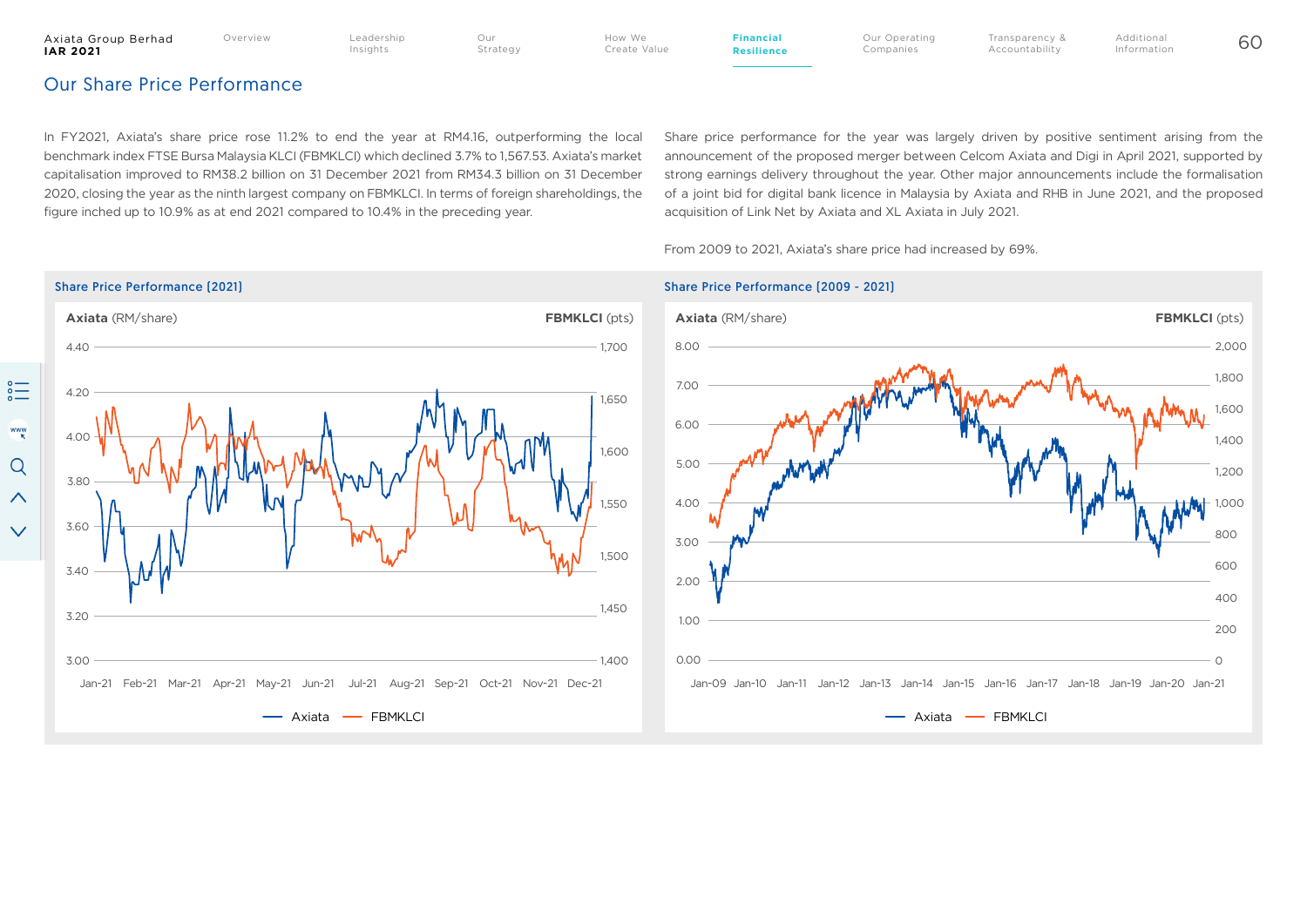# Our Share Price Performance

In FY2021, Axiata's share price rose 11.2% to end the year at RM4.16, outperforming the local benchmark index FTSE Bursa Malaysia KLCI (FBMKLCI) which declined 3.7% to 1,567.53. Axiata's market capitalisation improved to RM38.2 billion on 31 December 2021 from RM34.3 billion on 31 December 2020, closing the year as the ninth largest company on FBMKLCI. In terms of foreign shareholdings, the figure inched up to 10.9% as at end 2021 compared to 10.4% in the preceding year.

Share price performance for the year was largely driven by positive sentiment arising from the announcement of the proposed merger between Celcom Axiata and Digi in April 2021, supported by strong earnings delivery throughout the year. Other major announcements include the formalisation of a joint bid for digital bank licence in Malaysia by Axiata and RHB in June 2021, and the proposed acquisition of Link Net by Axiata and XL Axiata in July 2021.

From 2009 to 2021, Axiata's share price had increased by 69%.

**Share Price Performance (2021)**

**Axiata** (RM/share) — **FBMKLCI** (pts)

Axiata — FBMKLCI

**Share Price Performance (2009 - 2021)**

**Axiata** (RM/share) — **FBMKLCI** (pts)

Axiata — FBMKLCI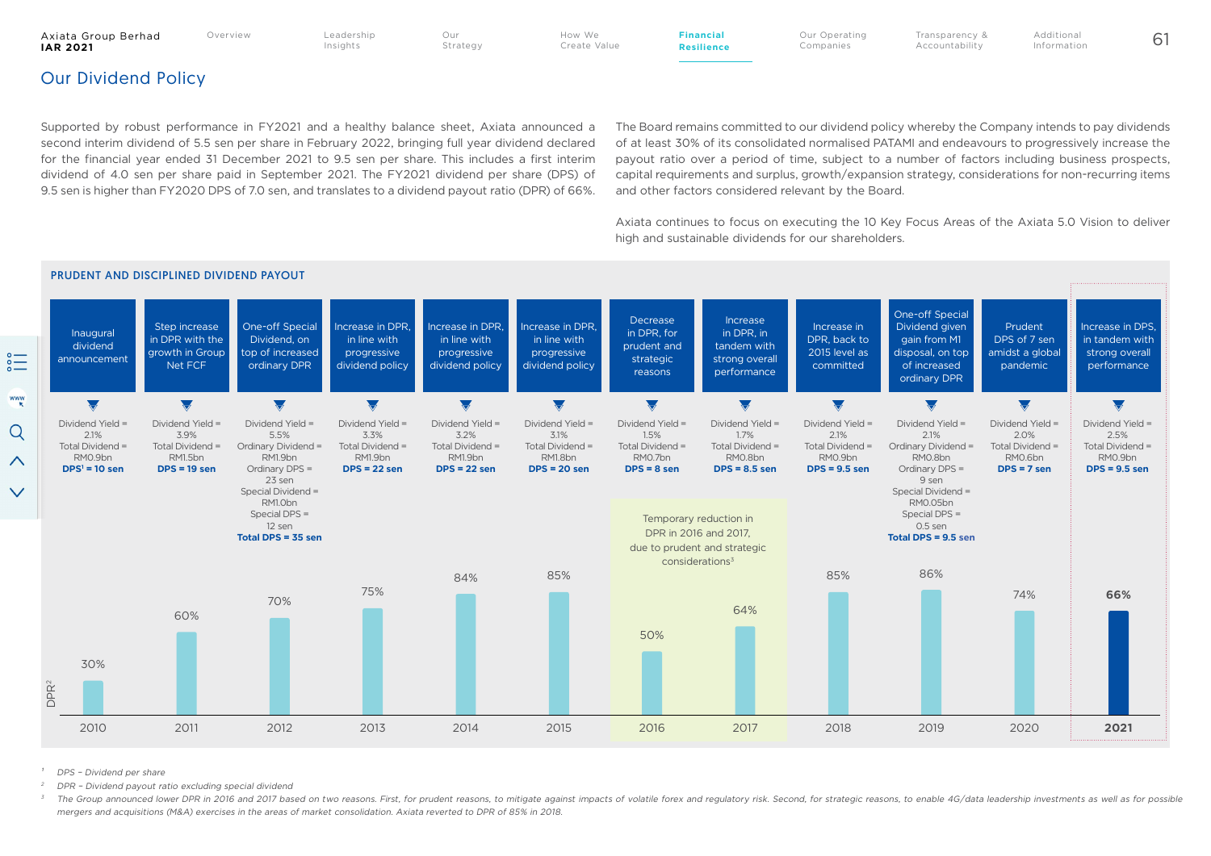# Our Dividend Policy

Supported by robust performance in FY2021 and a healthy balance sheet, Axiata announced a second interim dividend of 5.5 sen per share in February 2022, bringing full year dividend declared for the financial year ended 31 December 2021 to 9.5 sen per share. This includes a first interim dividend of 4.0 sen per share paid in September 2021. The FY2021 dividend per share (DPS) of 9.5 sen is higher than FY2020 DPS of 7.0 sen, and translates to a dividend payout ratio (DPR) of 66%.

The Board remains committed to our dividend policy whereby the Company intends to pay dividends of at least 30% of its consolidated normalised PATAMI and endeavours to progressively increase the payout ratio over a period of time, subject to a number of factors including business prospects, capital requirements and surplus, growth/expansion strategy, considerations for non-recurring items and other factors considered relevant by the Board.

Axiata continues to focus on executing the 10 Key Focus Areas of the Axiata 5.0 Vision to deliver high and sustainable dividends for our shareholders.

## PRUDENT AND DISCIPLINED DIVIDEND PAYOUT

**2010** — Inaugural dividend announcement
Dividend Yield = 2.1%
Total Dividend = RM0.9bn
**DPS[1] = 10 sen**
30%

**2011** — Step increase in DPR with the growth in Group Net FCF
Dividend Yield = 3.9%
Total Dividend = RM1.5bn
**DPS = 19 sen**
60%

**2012** — One-off Special Dividend, on top of increased ordinary DPR
Dividend Yield = 5.5%
Ordinary Dividend = RM1.9bn
Ordinary DPS = 23 sen
Special Dividend = RM1.0bn
Special DPS = 12 sen
**Total DPS = 35 sen**
70%

**2013** — Increase in DPR, in line with progressive dividend policy
Dividend Yield = 3.3%
Total Dividend = RM1.9bn
**DPS = 22 sen**
75%

**2014** — Increase in DPR, in line with progressive dividend policy
Dividend Yield = 3.2%
Total Dividend = RM1.9bn
**DPS = 22 sen**
84%

**2015** — Increase in DPR, in line with progressive dividend policy
Dividend Yield = 3.1%
Total Dividend = RM1.8bn
**DPS = 20 sen**
85%

**2016** — Decrease in DPR, for prudent and strategic reasons
Dividend Yield = 1.5%
Total Dividend = RM0.7bn
**DPS = 8 sen**
50%

**2017** — Increase in DPR, in tandem with strong overall performance
Dividend Yield = 1.7%
Total Dividend = RM0.8bn
**DPS = 8.5 sen**
64%

Temporary reduction in DPR in 2016 and 2017, due to prudent and strategic considerations[3]

**2018** — Increase in DPR, back to 2015 level as committed
Dividend Yield = 2.1%
Total Dividend = RM0.9bn
**DPS = 9.5 sen**
85%

**2019** — One-off Special Dividend given gain from M1 disposal, on top of increased ordinary DPR
Dividend Yield = 2.1%
Ordinary Dividend = RM0.8bn
Ordinary DPS = 9 sen
Special Dividend = RM0.05bn
Special DPS = 0.5 sen
**Total DPS = 9.5 sen**
86%

**2020** — Prudent DPS of 7 sen amidst a global pandemic
Dividend Yield = 2.0%
Total Dividend = RM0.6bn
**DPS = 7 sen**
74%

**2021** — Increase in DPS, in tandem with strong overall performance
Dividend Yield = 2.5%
Total Dividend = RM0.9bn
**DPS = 9.5 sen**
**66%**

DPR[2]

*[1] DPS – Dividend per share*

*[2] DPR – Dividend payout ratio excluding special dividend*

*[3] The Group announced lower DPR in 2016 and 2017 based on two reasons. First, for prudent reasons, to mitigate against impacts of volatile forex and regulatory risk. Second, for strategic reasons, to enable 4G/data leadership investments as well as for possible mergers and acquisitions (M&A) exercises in the areas of market consolidation. Axiata reverted to DPR of 85% in 2018.*